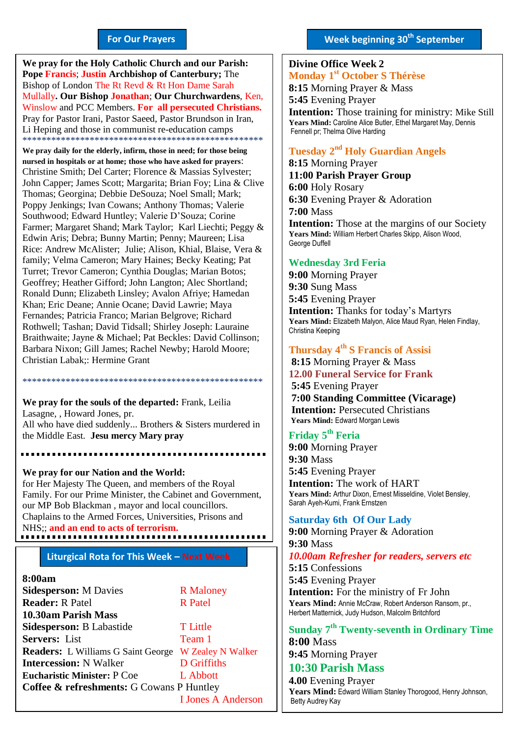## For Our Prayers

**We pray for the Holy Catholic Church and our Parish:** **Pope** Francis; Justin **Archbishop of Canterbury;** The Bishop of London The Rt Revd & Rt Hon Dame Sarah Mullally**. Our Bishop** Jonathan; **Our Churchwardens**, Ken, Winslow and PCC Members. **For all persecuted Christians.** Pray for Pastor Irani, Pastor Saeed, Pastor Brundson in Iran, Li Heping and those in communist re-education camps

**************************************************

**We pray daily for the elderly, infirm, those in need; for those being nursed in hospitals or at home; those who have asked for prayers**: Christine Smith; Del Carter; Florence & Massias Sylvester; John Capper; James Scott; Margarita; Brian Foy; Lina & Clive Thomas; Georgina; Debbie DeSouza; Noel Small; Mark; Poppy Jenkings; Ivan Cowans; Anthony Thomas; Valerie Southwood; Edward Huntley; Valerie D'Souza; Corine Farmer; Margaret Shand; Mark Taylor; Karl Liechti; Peggy & Edwin Aris; Debra; Bunny Martin; Penny; Maureen; Lisa Rice: Andrew McAlister; Julie; Alison, Khial, Blaise, Vera & family; Velma Cameron; Mary Haines; Becky Keating; Pat Turret; Trevor Cameron; Cynthia Douglas; Marian Botos; Geoffrey; Heather Gifford; John Langton; Alec Shortland; Ronald Dunn; Elizabeth Linsley; Avalon Afriye; Hamedan Khan; Eric Deane; Annie Ocane; David Lawrie; Maya Fernandes; Patricia Franco; Marian Belgrove; Richard Rothwell; Tashan; David Tidsall; Shirley Joseph: Lauraine Braithwaite; Jayne & Michael; Pat Beckles: David Collinson; Barbara Nixon; Gill James; Rachel Newby; Harold Moore; Christian Labak;: Hermine Grant

**************************************************

**We pray for the souls of the departed:** Frank, Leilia Lasagne, , Howard Jones, pr.
All who have died suddenly... Brothers & Sisters murdered in the Middle East. **Jesu mercy Mary pray**

**We pray for our Nation and the World:**
for Her Majesty The Queen, and members of the Royal Family. For our Prime Minister, the Cabinet and Government, our MP Bob Blackman , mayor and local councillors. Chaplains to the Armed Forces, Universities, Prisons and NHS;; **and an end to acts of terrorism.**

## Liturgical Rota for This Week – Next Week

| | This Week | Next Week |
|---|---|---|
| **8:00am** | | |
| **Sidesperson:** | M Davies | R Maloney |
| **Reader:** | R Patel | R Patel |
| **10.30am Parish Mass** | | |
| **Sidesperson:** | B Labastide | T Little |
| **Servers:** | List | Team 1 |
| **Readers:** | L Williams G Saint George | W Zealey N Walker |
| **Intercession:** | N Walker | D Griffiths |
| **Eucharistic Minister:** | P Coe | L Abbott |
| **Coffee & refreshments:** | G Cowans P Huntley | I Jones A Anderson |

## Week beginning 30th September

**Divine Office Week 2**

### Monday 1st October S Thérèse
**8:15** Morning Prayer & Mass
**5:45** Evening Prayer
**Intention:** Those training for ministry: Mike Still
**Years Mind:** Caroline Alice Butler, Ethel Margaret May, Dennis Fennell pr; Thelma Olive Harding

### Tuesday 2nd Holy Guardian Angels
**8:15** Morning Prayer
**11:00 Parish Prayer Group**
**6:00** Holy Rosary
**6:30** Evening Prayer & Adoration
**7:00** Mass
**Intention:** Those at the margins of our Society
**Years Mind:** William Herbert Charles Skipp, Alison Wood, George Duffell

### Wednesday 3rd Feria
**9:00** Morning Prayer
**9:30** Sung Mass
**5:45** Evening Prayer
**Intention:** Thanks for today's Martyrs
**Years Mind:** Elizabeth Malyon, Alice Maud Ryan, Helen Findlay, Christina Keeping

### Thursday 4th S Francis of Assisi
**8:15** Morning Prayer & Mass
**12.00 Funeral Service for Frank**
**5:45** Evening Prayer
**7:00 Standing Committee (Vicarage)**
**Intention:** Persecuted Christians
**Years Mind:** Edward Morgan Lewis

### Friday 5th Feria
**9:00** Morning Prayer
**9:30** Mass
**5:45** Evening Prayer
**Intention:** The work of HART
**Years Mind:** Arthur Dixon, Ernest Misseldine, Violet Bensley, Sarah Ayeh-Kumi, Frank Ernstzen

### Saturday 6th Of Our Lady
**9:00** Morning Prayer & Adoration
**9:30** Mass
***10.00am Refresher for readers, servers etc***
**5:15** Confessions
**5:45** Evening Prayer
**Intention:** For the ministry of Fr John
**Years Mind:** Annie McCraw, Robert Anderson Ransom, pr., Herbert Matternick, Judy Hudson, Malcolm Britchford

### Sunday 7th Twenty-seventh in Ordinary Time
**8:00** Mass
**9:45** Morning Prayer
**10:30 Parish Mass**
**4.00** Evening Prayer
**Years Mind:** Edward William Stanley Thorogood, Henry Johnson, Betty Audrey Kay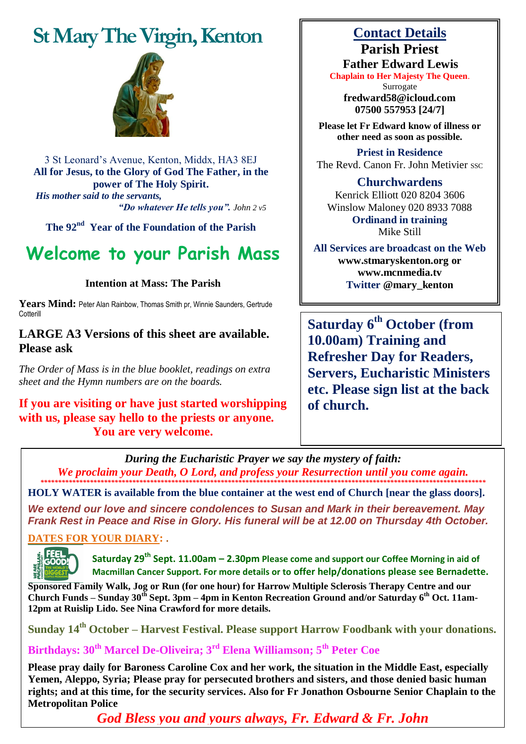# St Mary The Virgin, Kenton

3 St Leonard's Avenue, Kenton, Middx, HA3 8EJ

**All for Jesus, to the Glory of God The Father, in the power of The Holy Spirit.**

***His mother said to the servants,***

***"Do whatever He tells you".*** *John 2 v5*

**The 92nd Year of the Foundation of the Parish**

## Welcome to your Parish Mass

**Intention at Mass: The Parish**

**Years Mind:** Peter Alan Rainbow, Thomas Smith pr, Winnie Saunders, Gertrude Cotterill

**LARGE A3 Versions of this sheet are available. Please ask**

*The Order of Mass is in the blue booklet, readings on extra sheet and the Hymn numbers are on the boards.*

**If you are visiting or have just started worshipping with us, please say hello to the priests or anyone. You are very welcome.**

## Contact Details

**Parish Priest**

**Father Edward Lewis**

**Chaplain to Her Majesty The Queen.**

Surrogate

**fredward58@icloud.com**

**07500 557953 [24/7]**

**Please let Fr Edward know of illness or other need as soon as possible.**

**Priest in Residence**

The Revd. Canon Fr. John Metivier SSC

**Churchwardens**

Kenrick Elliott 020 8204 3606

Winslow Maloney 020 8933 7088

**Ordinand in training**

Mike Still

**All Services are broadcast on the Web**

**www.stmaryskenton.org or**

**www.mcnmedia.tv**

**Twitter @mary_kenton**

**Saturday 6th October (from 10.00am) Training and Refresher Day for Readers, Servers, Eucharistic Ministers etc. Please sign list at the back of church.**

*During the Eucharistic Prayer we say the mystery of faith:*

***We proclaim your Death, O Lord, and profess your Resurrection until you come again.***

**HOLY WATER is available from the blue container at the west end of Church [near the glass doors].**

***We extend our love and sincere condolences to Susan and Mark in their bereavement. May Frank Rest in Peace and Rise in Glory. His funeral will be at 12.00 on Thursday 4th October.***

**DATES FOR YOUR DIARY: .**

**Saturday 29th Sept. 11.00am – 2.30pm Please come and support our Coffee Morning in aid of Macmillan Cancer Support. For more details or to offer help/donations please see Bernadette.**

**Sponsored Family Walk, Jog or Run (for one hour) for Harrow Multiple Sclerosis Therapy Centre and our Church Funds – Sunday 30th Sept. 3pm – 4pm in Kenton Recreation Ground and/or Saturday 6th Oct. 11am-12pm at Ruislip Lido. See Nina Crawford for more details.**

**Sunday 14th October – Harvest Festival. Please support Harrow Foodbank with your donations.**

**Birthdays: 30th Marcel De-Oliveira; 3rd Elena Williamson; 5th Peter Coe**

**Please pray daily for Baroness Caroline Cox and her work, the situation in the Middle East, especially Yemen, Aleppo, Syria; Please pray for persecuted brothers and sisters, and those denied basic human rights; and at this time, for the security services. Also for Fr Jonathon Osbourne Senior Chaplain to the Metropolitan Police**

***God Bless you and yours always, Fr. Edward & Fr. John***